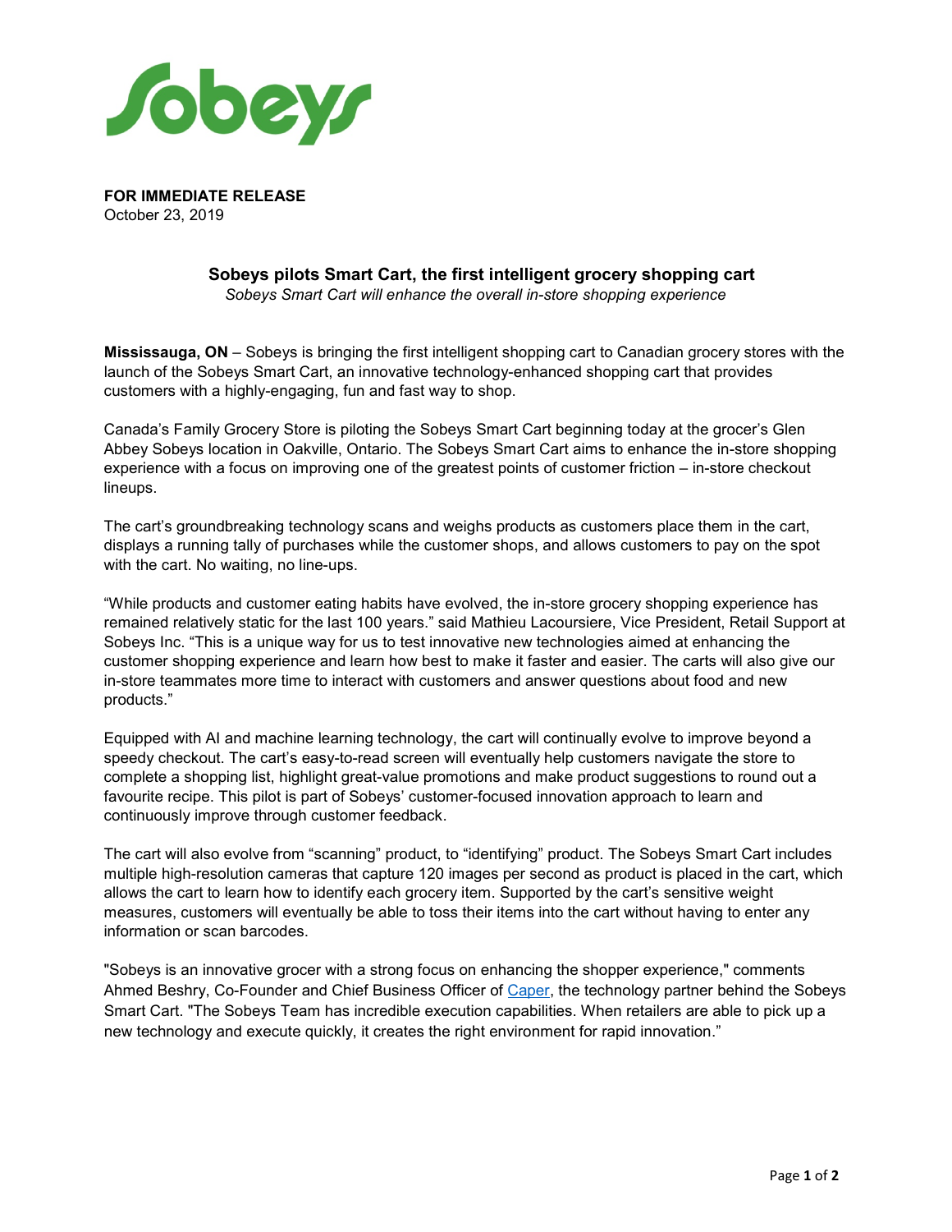Sobeys

**FOR IMMEDIATE RELEASE**
October 23, 2019

## Sobeys pilots Smart Cart, the first intelligent grocery shopping cart

*Sobeys Smart Cart will enhance the overall in-store shopping experience*

**Mississauga, ON** – Sobeys is bringing the first intelligent shopping cart to Canadian grocery stores with the launch of the Sobeys Smart Cart, an innovative technology-enhanced shopping cart that provides customers with a highly-engaging, fun and fast way to shop.

Canada's Family Grocery Store is piloting the Sobeys Smart Cart beginning today at the grocer's Glen Abbey Sobeys location in Oakville, Ontario. The Sobeys Smart Cart aims to enhance the in-store shopping experience with a focus on improving one of the greatest points of customer friction – in-store checkout lineups.

The cart's groundbreaking technology scans and weighs products as customers place them in the cart, displays a running tally of purchases while the customer shops, and allows customers to pay on the spot with the cart. No waiting, no line-ups.

"While products and customer eating habits have evolved, the in-store grocery shopping experience has remained relatively static for the last 100 years." said Mathieu Lacoursiere, Vice President, Retail Support at Sobeys Inc. "This is a unique way for us to test innovative new technologies aimed at enhancing the customer shopping experience and learn how best to make it faster and easier. The carts will also give our in-store teammates more time to interact with customers and answer questions about food and new products."

Equipped with AI and machine learning technology, the cart will continually evolve to improve beyond a speedy checkout. The cart's easy-to-read screen will eventually help customers navigate the store to complete a shopping list, highlight great-value promotions and make product suggestions to round out a favourite recipe. This pilot is part of Sobeys' customer-focused innovation approach to learn and continuously improve through customer feedback.

The cart will also evolve from "scanning" product, to "identifying" product. The Sobeys Smart Cart includes multiple high-resolution cameras that capture 120 images per second as product is placed in the cart, which allows the cart to learn how to identify each grocery item. Supported by the cart's sensitive weight measures, customers will eventually be able to toss their items into the cart without having to enter any information or scan barcodes.

"Sobeys is an innovative grocer with a strong focus on enhancing the shopper experience," comments Ahmed Beshry, Co-Founder and Chief Business Officer of Caper, the technology partner behind the Sobeys Smart Cart. "The Sobeys Team has incredible execution capabilities. When retailers are able to pick up a new technology and execute quickly, it creates the right environment for rapid innovation."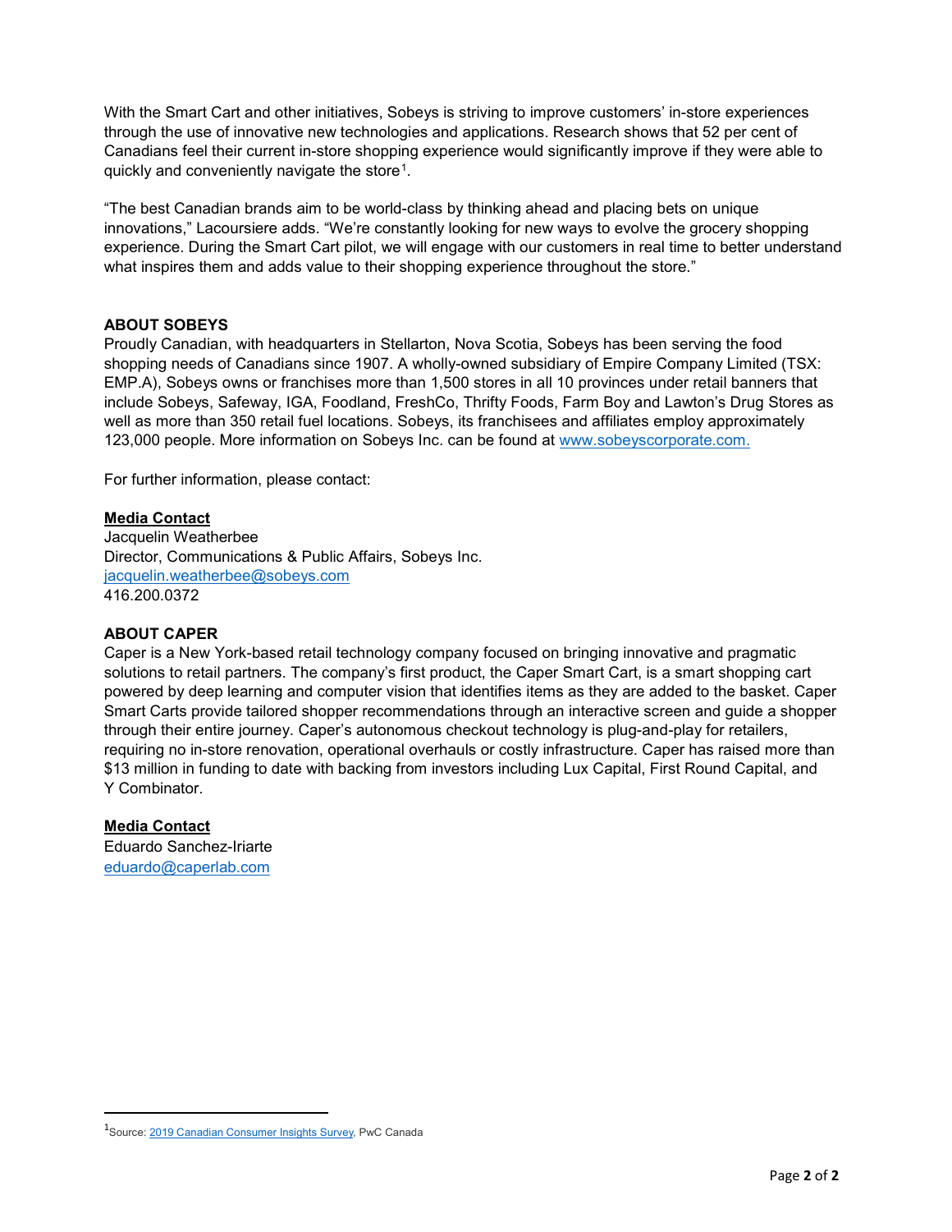With the Smart Cart and other initiatives, Sobeys is striving to improve customers' in-store experiences through the use of innovative new technologies and applications. Research shows that 52 per cent of Canadians feel their current in-store shopping experience would significantly improve if they were able to quickly and conveniently navigate the store[1].

"The best Canadian brands aim to be world-class by thinking ahead and placing bets on unique innovations," Lacoursiere adds. "We're constantly looking for new ways to evolve the grocery shopping experience. During the Smart Cart pilot, we will engage with our customers in real time to better understand what inspires them and adds value to their shopping experience throughout the store."

**ABOUT SOBEYS**

Proudly Canadian, with headquarters in Stellarton, Nova Scotia, Sobeys has been serving the food shopping needs of Canadians since 1907. A wholly-owned subsidiary of Empire Company Limited (TSX: EMP.A), Sobeys owns or franchises more than 1,500 stores in all 10 provinces under retail banners that include Sobeys, Safeway, IGA, Foodland, FreshCo, Thrifty Foods, Farm Boy and Lawton's Drug Stores as well as more than 350 retail fuel locations. Sobeys, its franchisees and affiliates employ approximately 123,000 people. More information on Sobeys Inc. can be found at www.sobeyscorporate.com.

For further information, please contact:

**Media Contact**

Jacquelin Weatherbee
Director, Communications & Public Affairs, Sobeys Inc.
jacquelin.weatherbee@sobeys.com
416.200.0372

**ABOUT CAPER**

Caper is a New York-based retail technology company focused on bringing innovative and pragmatic solutions to retail partners. The company's first product, the Caper Smart Cart, is a smart shopping cart powered by deep learning and computer vision that identifies items as they are added to the basket. Caper Smart Carts provide tailored shopper recommendations through an interactive screen and guide a shopper through their entire journey. Caper's autonomous checkout technology is plug-and-play for retailers, requiring no in-store renovation, operational overhauls or costly infrastructure. Caper has raised more than $13 million in funding to date with backing from investors including Lux Capital, First Round Capital, and Y Combinator.

**Media Contact**

Eduardo Sanchez-Iriarte
eduardo@caperlab.com

---

[1] Source: 2019 Canadian Consumer Insights Survey, PwC Canada